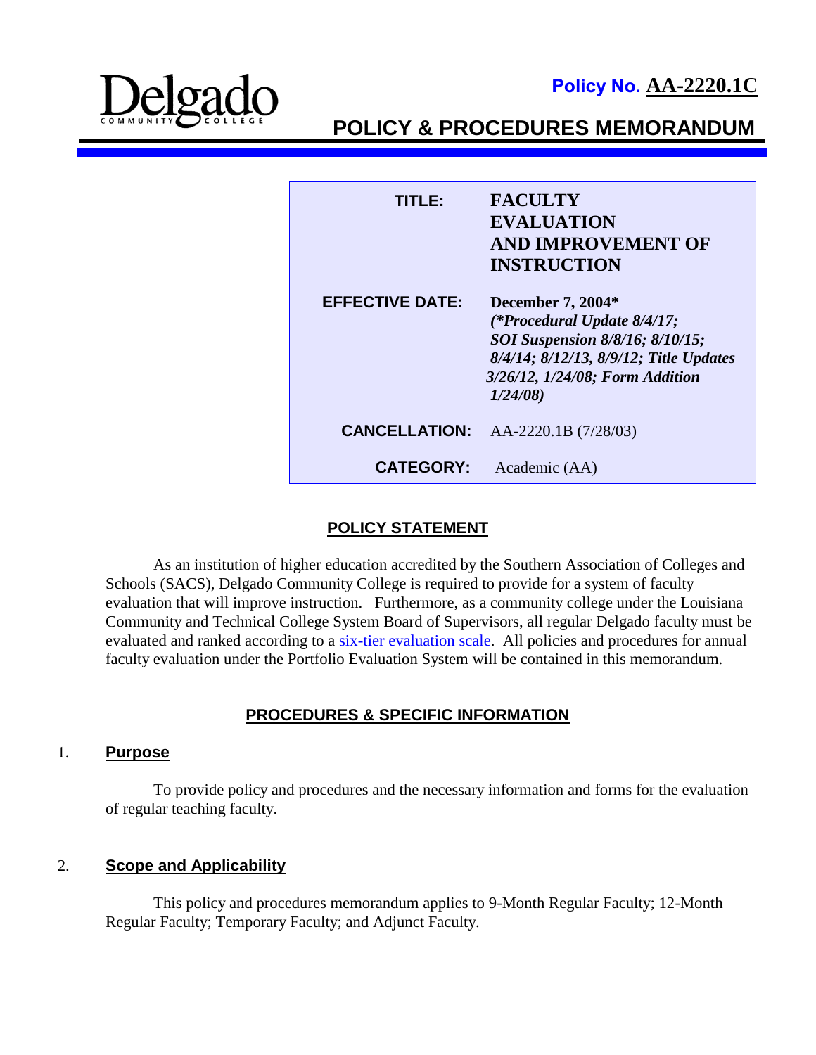**Policy No. AA-2220.1C**

# POLICY & PROCEDURES MEMORANDUM

| | |
|---|---|
| **TITLE:** | **FACULTY EVALUATION AND IMPROVEMENT OF INSTRUCTION** |
| **EFFECTIVE DATE:** | **December 7, 2004*** ***(*Procedural Update 8/4/17; SOI Suspension 8/8/16; 8/10/15; 8/4/14; 8/12/13, 8/9/12; Title Updates 3/26/12, 1/24/08; Form Addition 1/24/08)*** |
| **CANCELLATION:** | AA-2220.1B (7/28/03) |
| **CATEGORY:** | Academic (AA) |

## POLICY STATEMENT

As an institution of higher education accredited by the Southern Association of Colleges and Schools (SACS), Delgado Community College is required to provide for a system of faculty evaluation that will improve instruction. Furthermore, as a community college under the Louisiana Community and Technical College System Board of Supervisors, all regular Delgado faculty must be evaluated and ranked according to a six-tier evaluation scale. All policies and procedures for annual faculty evaluation under the Portfolio Evaluation System will be contained in this memorandum.

## PROCEDURES & SPECIFIC INFORMATION

### 1. Purpose

To provide policy and procedures and the necessary information and forms for the evaluation of regular teaching faculty.

### 2. Scope and Applicability

This policy and procedures memorandum applies to 9-Month Regular Faculty; 12-Month Regular Faculty; Temporary Faculty; and Adjunct Faculty.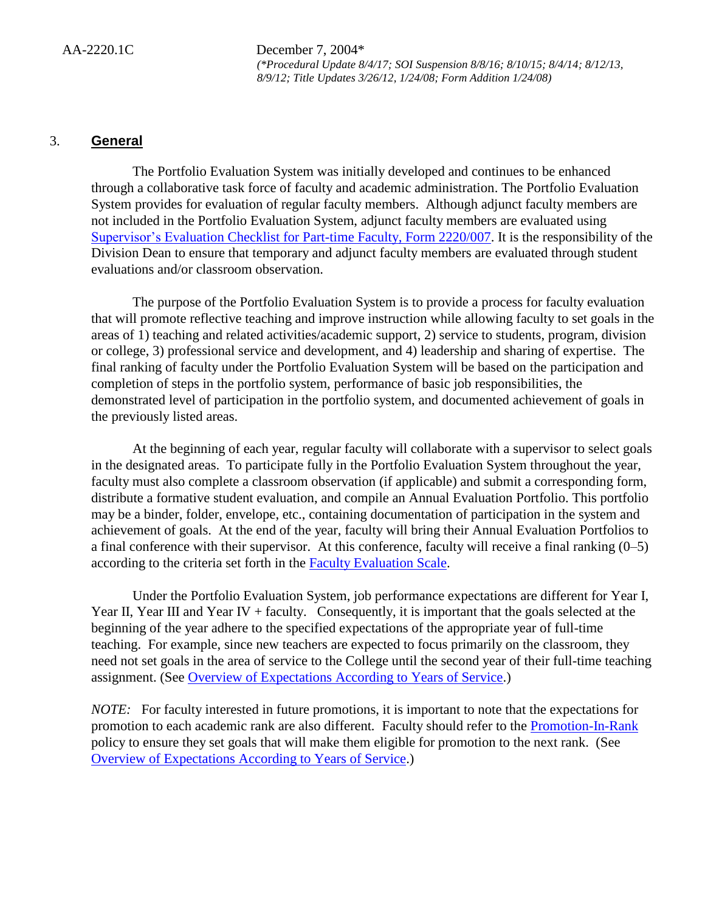### 3. General

The Portfolio Evaluation System was initially developed and continues to be enhanced through a collaborative task force of faculty and academic administration. The Portfolio Evaluation System provides for evaluation of regular faculty members. Although adjunct faculty members are not included in the Portfolio Evaluation System, adjunct faculty members are evaluated using [Supervisor's Evaluation Checklist for Part-time Faculty, Form 2220/007](). It is the responsibility of the Division Dean to ensure that temporary and adjunct faculty members are evaluated through student evaluations and/or classroom observation.

The purpose of the Portfolio Evaluation System is to provide a process for faculty evaluation that will promote reflective teaching and improve instruction while allowing faculty to set goals in the areas of 1) teaching and related activities/academic support, 2) service to students, program, division or college, 3) professional service and development, and 4) leadership and sharing of expertise. The final ranking of faculty under the Portfolio Evaluation System will be based on the participation and completion of steps in the portfolio system, performance of basic job responsibilities, the demonstrated level of participation in the portfolio system, and documented achievement of goals in the previously listed areas.

At the beginning of each year, regular faculty will collaborate with a supervisor to select goals in the designated areas. To participate fully in the Portfolio Evaluation System throughout the year, faculty must also complete a classroom observation (if applicable) and submit a corresponding form, distribute a formative student evaluation, and compile an Annual Evaluation Portfolio. This portfolio may be a binder, folder, envelope, etc., containing documentation of participation in the system and achievement of goals. At the end of the year, faculty will bring their Annual Evaluation Portfolios to a final conference with their supervisor. At this conference, faculty will receive a final ranking (0–5) according to the criteria set forth in the [Faculty Evaluation Scale]().

Under the Portfolio Evaluation System, job performance expectations are different for Year I, Year II, Year III and Year IV + faculty. Consequently, it is important that the goals selected at the beginning of the year adhere to the specified expectations of the appropriate year of full-time teaching. For example, since new teachers are expected to focus primarily on the classroom, they need not set goals in the area of service to the College until the second year of their full-time teaching assignment. (See [Overview of Expectations According to Years of Service]().)

*NOTE:* For faculty interested in future promotions, it is important to note that the expectations for promotion to each academic rank are also different. Faculty should refer to the [Promotion-In-Rank]() policy to ensure they set goals that will make them eligible for promotion to the next rank. (See [Overview of Expectations According to Years of Service]().)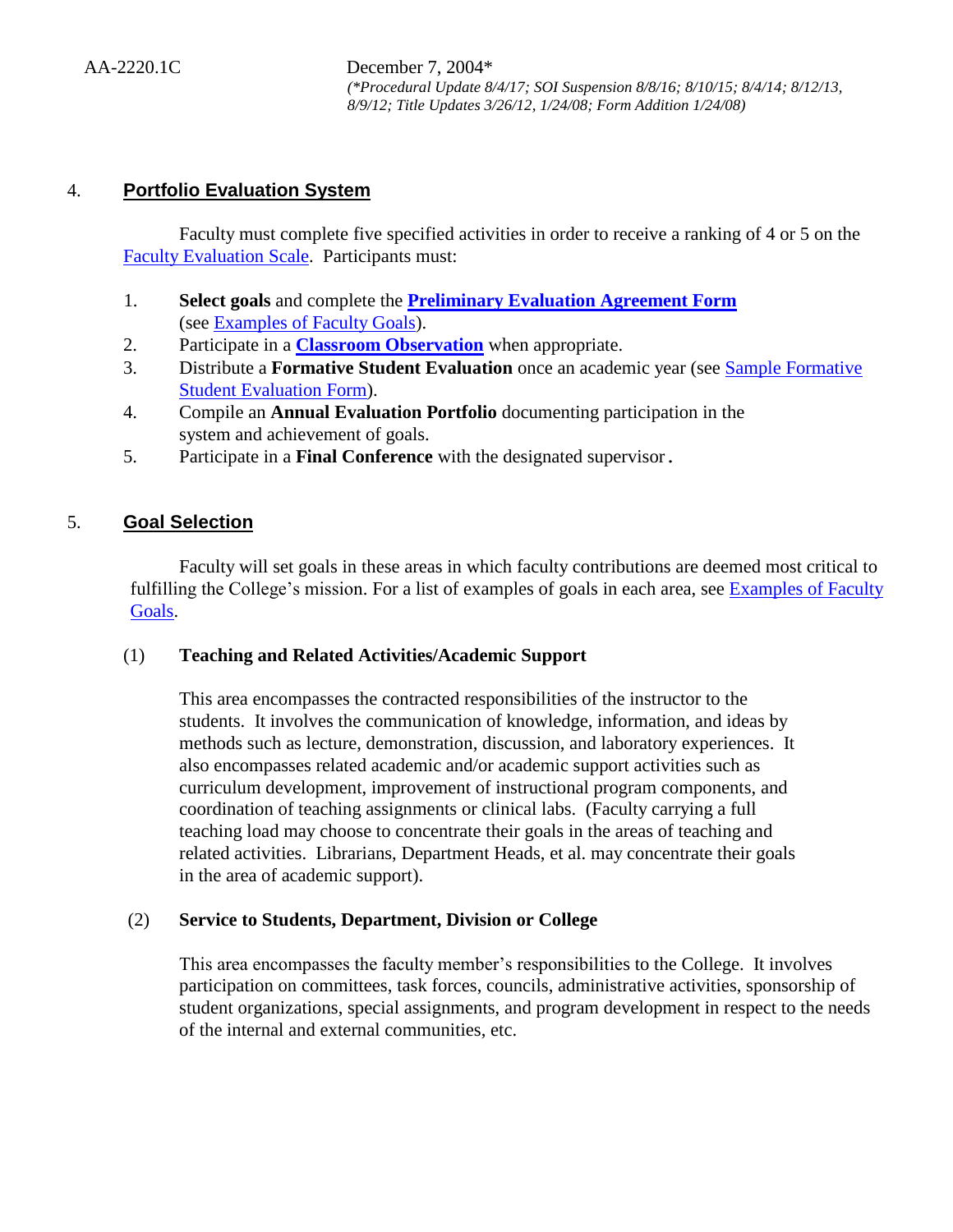## 4. Portfolio Evaluation System

Faculty must complete five specified activities in order to receive a ranking of 4 or 5 on the Faculty Evaluation Scale. Participants must:

1. **Select goals** and complete the **Preliminary Evaluation Agreement Form** (see Examples of Faculty Goals).
2. Participate in a **Classroom Observation** when appropriate.
3. Distribute a **Formative Student Evaluation** once an academic year (see Sample Formative Student Evaluation Form).
4. Compile an **Annual Evaluation Portfolio** documenting participation in the system and achievement of goals.
5. Participate in a **Final Conference** with the designated supervisor**.**

## 5. Goal Selection

Faculty will set goals in these areas in which faculty contributions are deemed most critical to fulfilling the College's mission. For a list of examples of goals in each area, see Examples of Faculty Goals.

### (1) Teaching and Related Activities/Academic Support

This area encompasses the contracted responsibilities of the instructor to the students. It involves the communication of knowledge, information, and ideas by methods such as lecture, demonstration, discussion, and laboratory experiences. It also encompasses related academic and/or academic support activities such as curriculum development, improvement of instructional program components, and coordination of teaching assignments or clinical labs. (Faculty carrying a full teaching load may choose to concentrate their goals in the areas of teaching and related activities. Librarians, Department Heads, et al. may concentrate their goals in the area of academic support).

### (2) Service to Students, Department, Division or College

This area encompasses the faculty member's responsibilities to the College. It involves participation on committees, task forces, councils, administrative activities, sponsorship of student organizations, special assignments, and program development in respect to the needs of the internal and external communities, etc.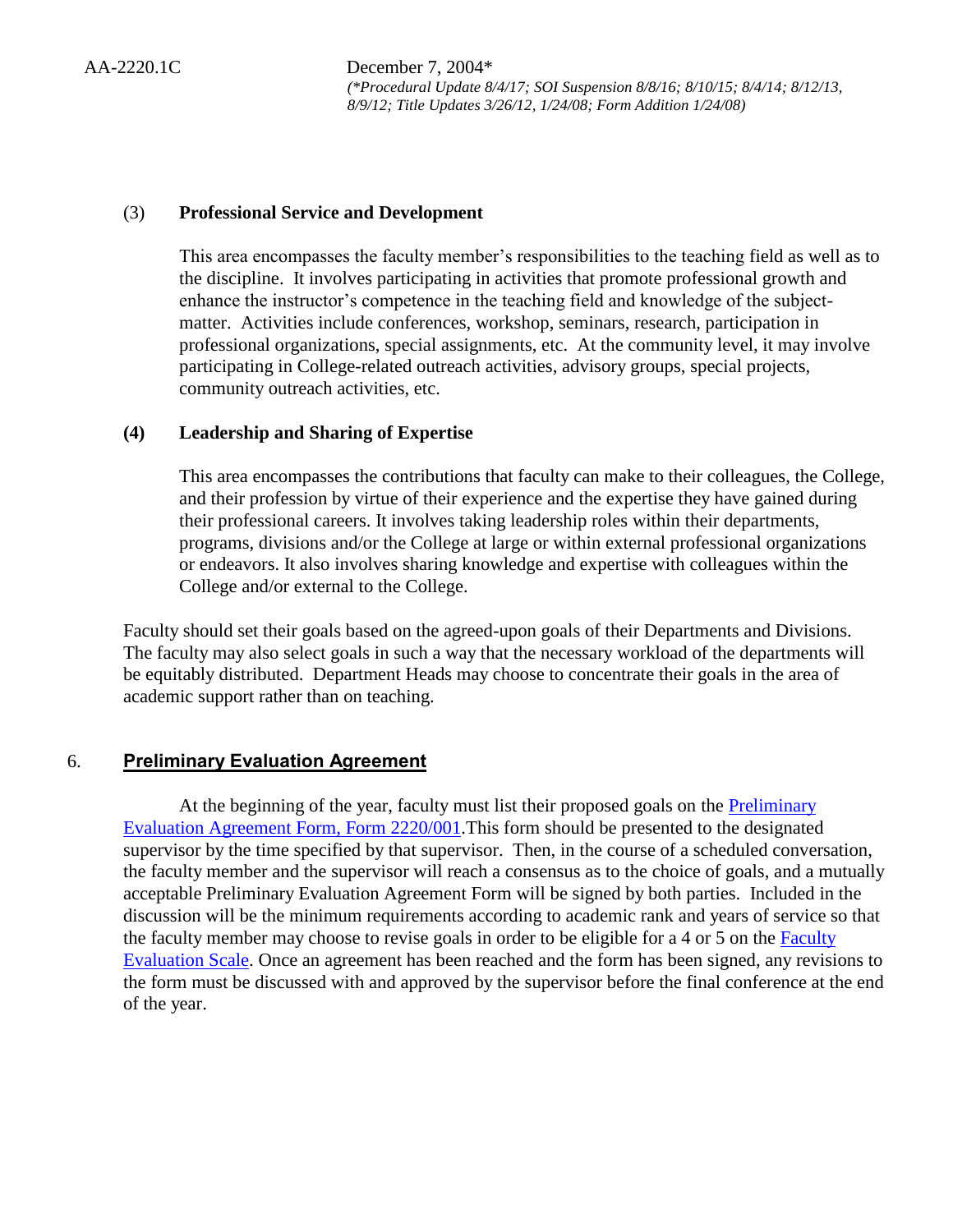(3) **Professional Service and Development**

This area encompasses the faculty member's responsibilities to the teaching field as well as to the discipline. It involves participating in activities that promote professional growth and enhance the instructor's competence in the teaching field and knowledge of the subject-matter. Activities include conferences, workshop, seminars, research, participation in professional organizations, special assignments, etc. At the community level, it may involve participating in College-related outreach activities, advisory groups, special projects, community outreach activities, etc.

**(4) Leadership and Sharing of Expertise**

This area encompasses the contributions that faculty can make to their colleagues, the College, and their profession by virtue of their experience and the expertise they have gained during their professional careers. It involves taking leadership roles within their departments, programs, divisions and/or the College at large or within external professional organizations or endeavors. It also involves sharing knowledge and expertise with colleagues within the College and/or external to the College.

Faculty should set their goals based on the agreed-upon goals of their Departments and Divisions. The faculty may also select goals in such a way that the necessary workload of the departments will be equitably distributed. Department Heads may choose to concentrate their goals in the area of academic support rather than on teaching.

## 6. Preliminary Evaluation Agreement

At the beginning of the year, faculty must list their proposed goals on the Preliminary Evaluation Agreement Form, Form 2220/001.This form should be presented to the designated supervisor by the time specified by that supervisor. Then, in the course of a scheduled conversation, the faculty member and the supervisor will reach a consensus as to the choice of goals, and a mutually acceptable Preliminary Evaluation Agreement Form will be signed by both parties. Included in the discussion will be the minimum requirements according to academic rank and years of service so that the faculty member may choose to revise goals in order to be eligible for a 4 or 5 on the Faculty Evaluation Scale. Once an agreement has been reached and the form has been signed, any revisions to the form must be discussed with and approved by the supervisor before the final conference at the end of the year.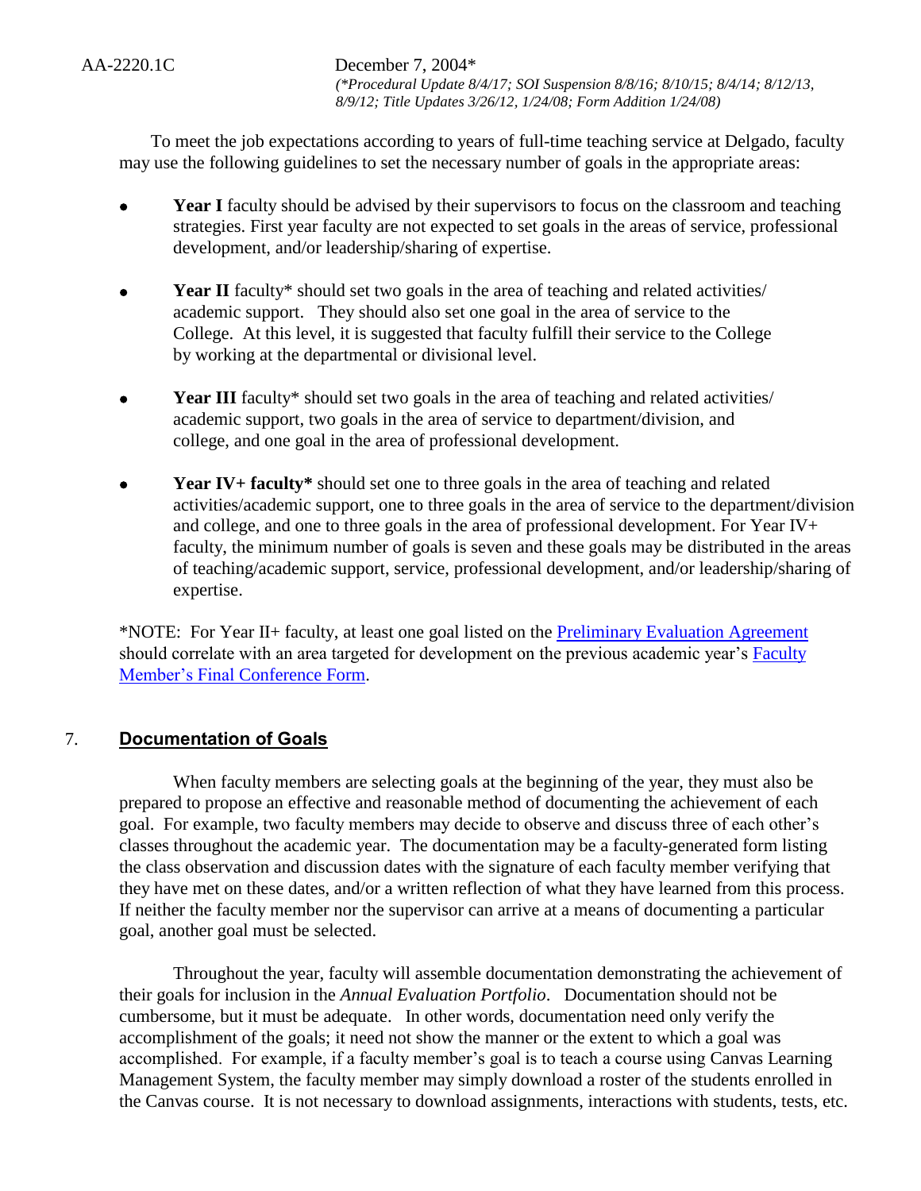AA-2220.1C December 7, 2004*
*(*Procedural Update 8/4/17; SOI Suspension 8/8/16; 8/10/15; 8/4/14; 8/12/13, 8/9/12; Title Updates 3/26/12, 1/24/08; Form Addition 1/24/08)*

To meet the job expectations according to years of full-time teaching service at Delgado, faculty may use the following guidelines to set the necessary number of goals in the appropriate areas:

- **Year I** faculty should be advised by their supervisors to focus on the classroom and teaching strategies. First year faculty are not expected to set goals in the areas of service, professional development, and/or leadership/sharing of expertise.

- **Year II** faculty* should set two goals in the area of teaching and related activities/ academic support. They should also set one goal in the area of service to the College. At this level, it is suggested that faculty fulfill their service to the College by working at the departmental or divisional level.

- **Year III** faculty* should set two goals in the area of teaching and related activities/ academic support, two goals in the area of service to department/division, and college, and one goal in the area of professional development.

- **Year IV+ faculty*** should set one to three goals in the area of teaching and related activities/academic support, one to three goals in the area of service to the department/division and college, and one to three goals in the area of professional development. For Year IV+ faculty, the minimum number of goals is seven and these goals may be distributed in the areas of teaching/academic support, service, professional development, and/or leadership/sharing of expertise.

*NOTE: For Year II+ faculty, at least one goal listed on the Preliminary Evaluation Agreement should correlate with an area targeted for development on the previous academic year's Faculty Member's Final Conference Form.

## 7. Documentation of Goals

When faculty members are selecting goals at the beginning of the year, they must also be prepared to propose an effective and reasonable method of documenting the achievement of each goal. For example, two faculty members may decide to observe and discuss three of each other's classes throughout the academic year. The documentation may be a faculty-generated form listing the class observation and discussion dates with the signature of each faculty member verifying that they have met on these dates, and/or a written reflection of what they have learned from this process. If neither the faculty member nor the supervisor can arrive at a means of documenting a particular goal, another goal must be selected.

Throughout the year, faculty will assemble documentation demonstrating the achievement of their goals for inclusion in the *Annual Evaluation Portfolio*. Documentation should not be cumbersome, but it must be adequate. In other words, documentation need only verify the accomplishment of the goals; it need not show the manner or the extent to which a goal was accomplished. For example, if a faculty member's goal is to teach a course using Canvas Learning Management System, the faculty member may simply download a roster of the students enrolled in the Canvas course. It is not necessary to download assignments, interactions with students, tests, etc.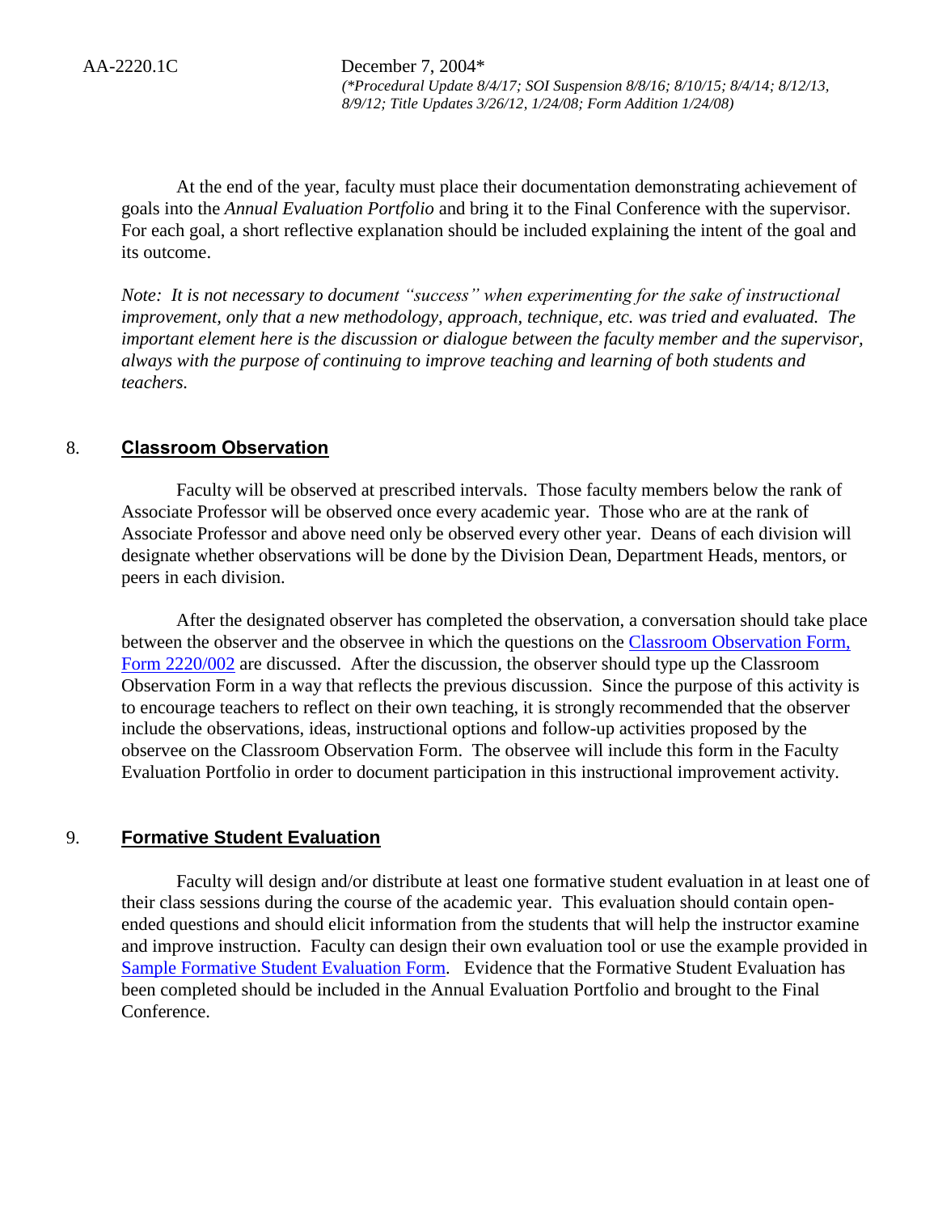At the end of the year, faculty must place their documentation demonstrating achievement of goals into the *Annual Evaluation Portfolio* and bring it to the Final Conference with the supervisor. For each goal, a short reflective explanation should be included explaining the intent of the goal and its outcome.

*Note: It is not necessary to document "success" when experimenting for the sake of instructional improvement, only that a new methodology, approach, technique, etc. was tried and evaluated. The important element here is the discussion or dialogue between the faculty member and the supervisor, always with the purpose of continuing to improve teaching and learning of both students and teachers.*

## 8. Classroom Observation

Faculty will be observed at prescribed intervals. Those faculty members below the rank of Associate Professor will be observed once every academic year. Those who are at the rank of Associate Professor and above need only be observed every other year. Deans of each division will designate whether observations will be done by the Division Dean, Department Heads, mentors, or peers in each division.

After the designated observer has completed the observation, a conversation should take place between the observer and the observee in which the questions on the Classroom Observation Form, Form 2220/002 are discussed. After the discussion, the observer should type up the Classroom Observation Form in a way that reflects the previous discussion. Since the purpose of this activity is to encourage teachers to reflect on their own teaching, it is strongly recommended that the observer include the observations, ideas, instructional options and follow-up activities proposed by the observee on the Classroom Observation Form. The observee will include this form in the Faculty Evaluation Portfolio in order to document participation in this instructional improvement activity.

## 9. Formative Student Evaluation

Faculty will design and/or distribute at least one formative student evaluation in at least one of their class sessions during the course of the academic year. This evaluation should contain open-ended questions and should elicit information from the students that will help the instructor examine and improve instruction. Faculty can design their own evaluation tool or use the example provided in Sample Formative Student Evaluation Form. Evidence that the Formative Student Evaluation has been completed should be included in the Annual Evaluation Portfolio and brought to the Final Conference.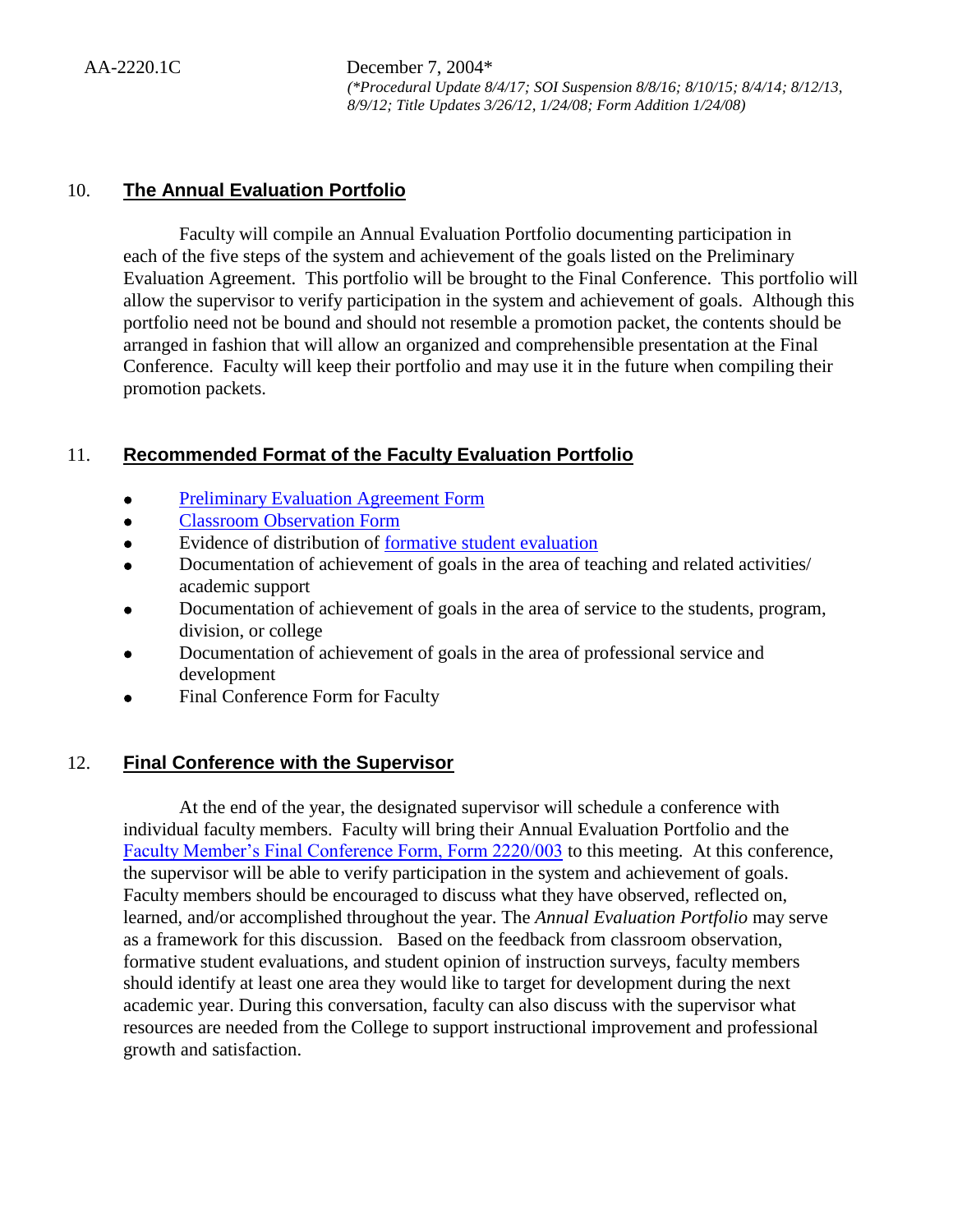AA-2220.1C December 7, 2004*
*(*Procedural Update 8/4/17; SOI Suspension 8/8/16; 8/10/15; 8/4/14; 8/12/13, 8/9/12; Title Updates 3/26/12, 1/24/08; Form Addition 1/24/08)*

## 10. The Annual Evaluation Portfolio

Faculty will compile an Annual Evaluation Portfolio documenting participation in each of the five steps of the system and achievement of the goals listed on the Preliminary Evaluation Agreement. This portfolio will be brought to the Final Conference. This portfolio will allow the supervisor to verify participation in the system and achievement of goals. Although this portfolio need not be bound and should not resemble a promotion packet, the contents should be arranged in fashion that will allow an organized and comprehensible presentation at the Final Conference. Faculty will keep their portfolio and may use it in the future when compiling their promotion packets.

## 11. Recommended Format of the Faculty Evaluation Portfolio

- Preliminary Evaluation Agreement Form
- Classroom Observation Form
- Evidence of distribution of formative student evaluation
- Documentation of achievement of goals in the area of teaching and related activities/ academic support
- Documentation of achievement of goals in the area of service to the students, program, division, or college
- Documentation of achievement of goals in the area of professional service and development
- Final Conference Form for Faculty

## 12. Final Conference with the Supervisor

At the end of the year, the designated supervisor will schedule a conference with individual faculty members. Faculty will bring their Annual Evaluation Portfolio and the Faculty Member's Final Conference Form, Form 2220/003 to this meeting. At this conference, the supervisor will be able to verify participation in the system and achievement of goals. Faculty members should be encouraged to discuss what they have observed, reflected on, learned, and/or accomplished throughout the year. The *Annual Evaluation Portfolio* may serve as a framework for this discussion. Based on the feedback from classroom observation, formative student evaluations, and student opinion of instruction surveys, faculty members should identify at least one area they would like to target for development during the next academic year. During this conversation, faculty can also discuss with the supervisor what resources are needed from the College to support instructional improvement and professional growth and satisfaction.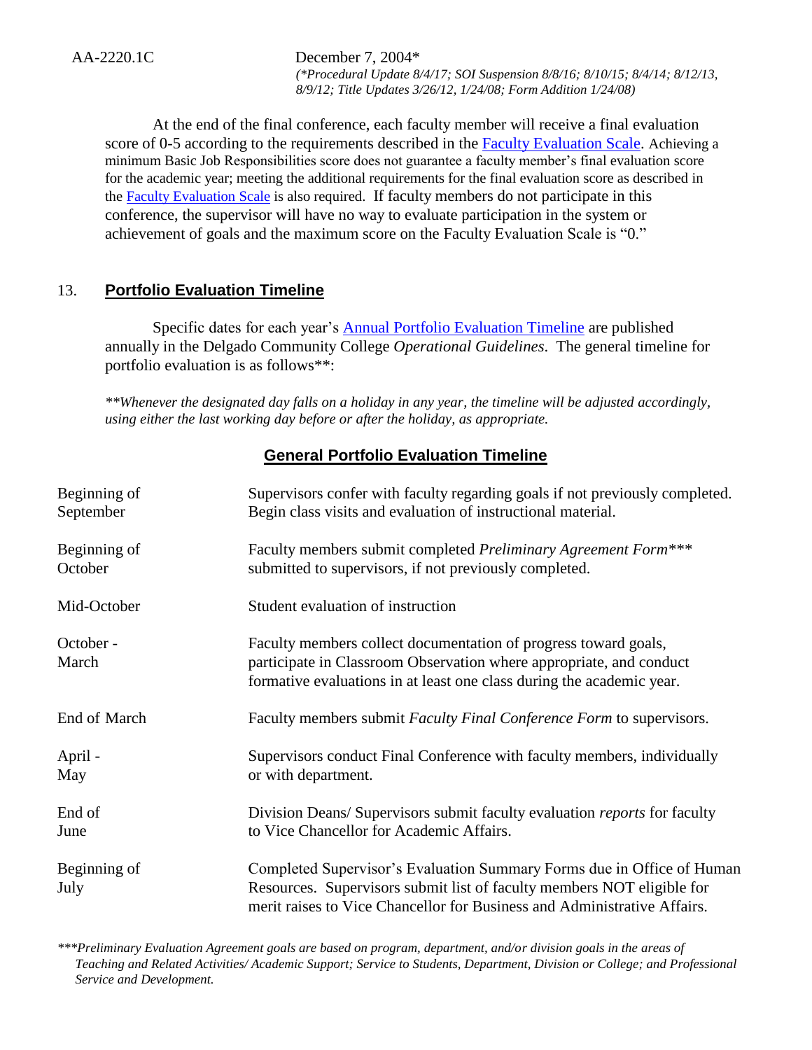AA-2220.1C December 7, 2004*
*(*Procedural Update 8/4/17; SOI Suspension 8/8/16; 8/10/15; 8/4/14; 8/12/13, 8/9/12; Title Updates 3/26/12, 1/24/08; Form Addition 1/24/08)*

At the end of the final conference, each faculty member will receive a final evaluation score of 0-5 according to the requirements described in the Faculty Evaluation Scale. Achieving a minimum Basic Job Responsibilities score does not guarantee a faculty member's final evaluation score for the academic year; meeting the additional requirements for the final evaluation score as described in the Faculty Evaluation Scale is also required. If faculty members do not participate in this conference, the supervisor will have no way to evaluate participation in the system or achievement of goals and the maximum score on the Faculty Evaluation Scale is "0."

## 13. Portfolio Evaluation Timeline

Specific dates for each year's Annual Portfolio Evaluation Timeline are published annually in the Delgado Community College *Operational Guidelines*. The general timeline for portfolio evaluation is as follows**:

*\*\*Whenever the designated day falls on a holiday in any year, the timeline will be adjusted accordingly, using either the last working day before or after the holiday, as appropriate.*

### General Portfolio Evaluation Timeline

| | |
|---|---|
| Beginning of September | Supervisors confer with faculty regarding goals if not previously completed. Begin class visits and evaluation of instructional material. |
| Beginning of October | Faculty members submit completed *Preliminary Agreement Form**** submitted to supervisors, if not previously completed. |
| Mid-October | Student evaluation of instruction |
| October - March | Faculty members collect documentation of progress toward goals, participate in Classroom Observation where appropriate, and conduct formative evaluations in at least one class during the academic year. |
| End of March | Faculty members submit *Faculty Final Conference Form* to supervisors. |
| April - May | Supervisors conduct Final Conference with faculty members, individually or with department. |
| End of June | Division Deans/ Supervisors submit faculty evaluation *reports* for faculty to Vice Chancellor for Academic Affairs. |
| Beginning of July | Completed Supervisor's Evaluation Summary Forms due in Office of Human Resources. Supervisors submit list of faculty members NOT eligible for merit raises to Vice Chancellor for Business and Administrative Affairs. |

*\*\*\*Preliminary Evaluation Agreement goals are based on program, department, and/or division goals in the areas of Teaching and Related Activities/ Academic Support; Service to Students, Department, Division or College; and Professional Service and Development.*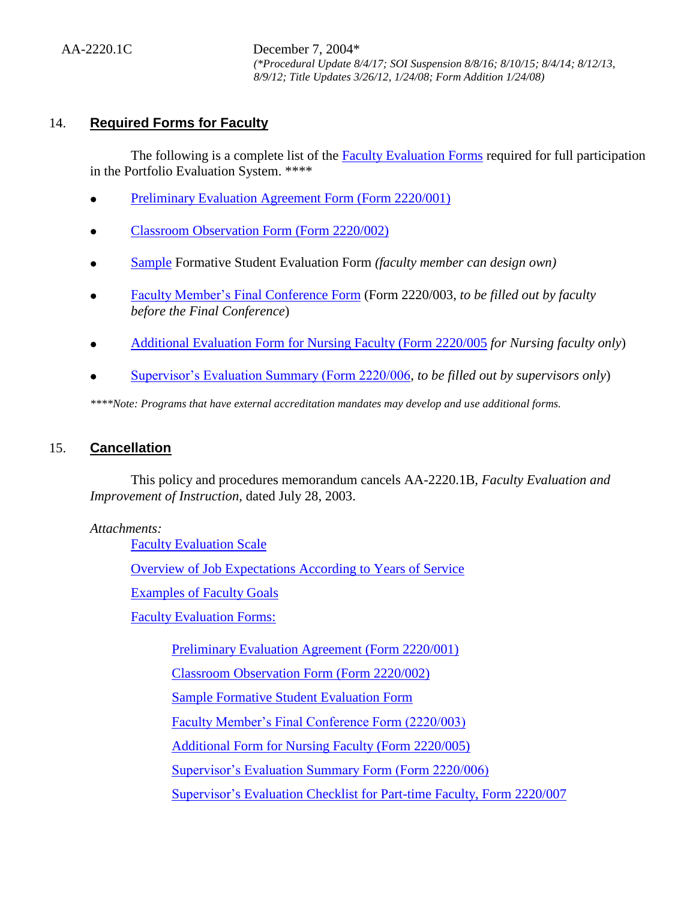## 14. Required Forms for Faculty

The following is a complete list of the Faculty Evaluation Forms required for full participation in the Portfolio Evaluation System. ****

- Preliminary Evaluation Agreement Form (Form 2220/001)
- Classroom Observation Form (Form 2220/002)
- Sample Formative Student Evaluation Form *(faculty member can design own)*
- Faculty Member's Final Conference Form (Form 2220/003, *to be filled out by faculty before the Final Conference*)
- Additional Evaluation Form for Nursing Faculty (Form 2220/005 *for Nursing faculty only*)
- Supervisor's Evaluation Summary (Form 2220/006, *to be filled out by supervisors only*)

*****Note: Programs that have external accreditation mandates may develop and use additional forms.*

## 15. Cancellation

This policy and procedures memorandum cancels AA-2220.1B, *Faculty Evaluation and Improvement of Instruction*, dated July 28, 2003.

*Attachments:*

Faculty Evaluation Scale

Overview of Job Expectations According to Years of Service

Examples of Faculty Goals

Faculty Evaluation Forms:

- Preliminary Evaluation Agreement (Form 2220/001)
- Classroom Observation Form (Form 2220/002)
- Sample Formative Student Evaluation Form
- Faculty Member's Final Conference Form (2220/003)
- Additional Form for Nursing Faculty (Form 2220/005)
- Supervisor's Evaluation Summary Form (Form 2220/006)
- Supervisor's Evaluation Checklist for Part-time Faculty, Form 2220/007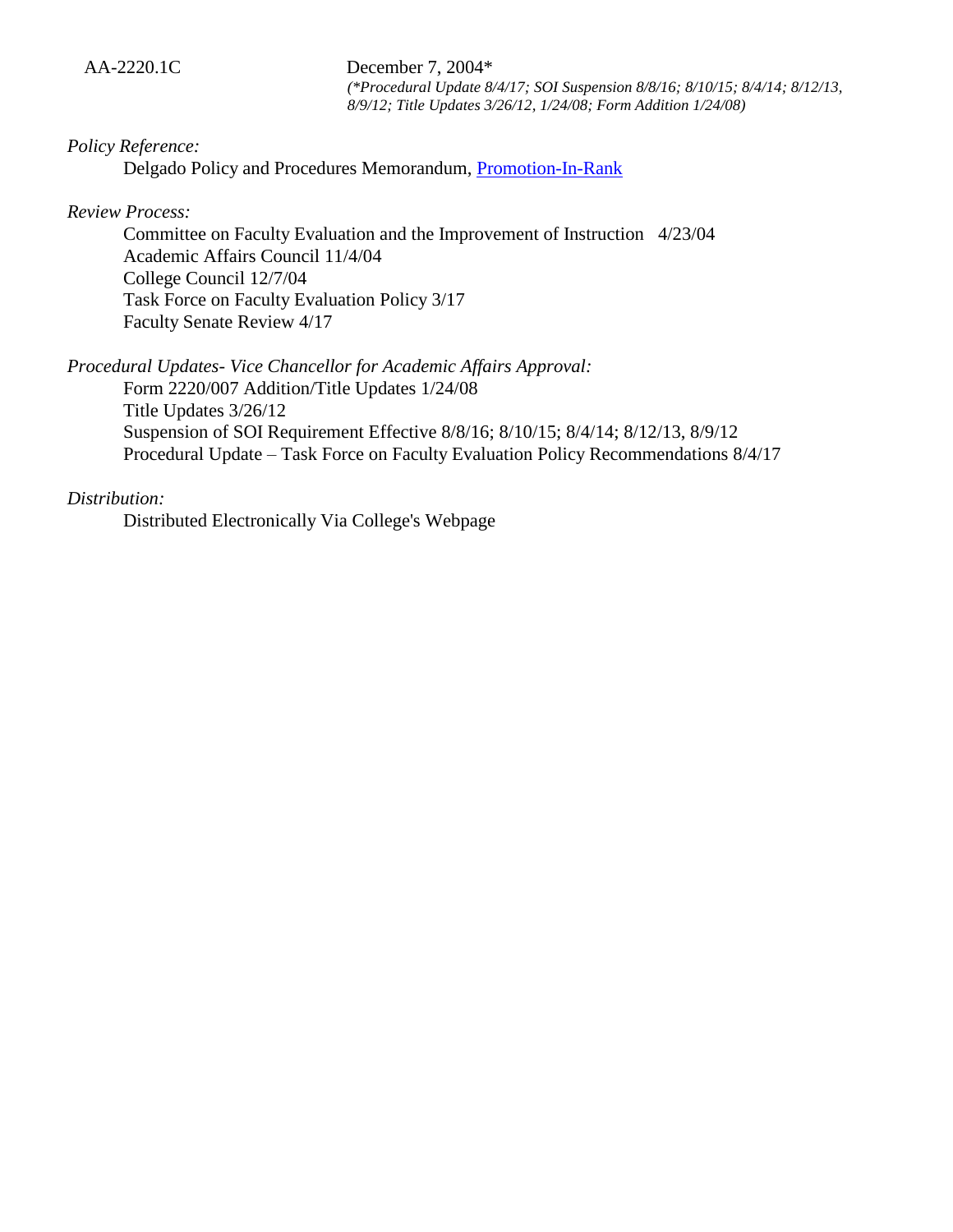AA-2220.1C December 7, 2004*

*(*Procedural Update 8/4/17; SOI Suspension 8/8/16; 8/10/15; 8/4/14; 8/12/13, 8/9/12; Title Updates 3/26/12, 1/24/08; Form Addition 1/24/08)*

*Policy Reference:*

Delgado Policy and Procedures Memorandum, [Promotion-In-Rank]

*Review Process:*

Committee on Faculty Evaluation and the Improvement of Instruction 4/23/04
Academic Affairs Council 11/4/04
College Council 12/7/04
Task Force on Faculty Evaluation Policy 3/17
Faculty Senate Review 4/17

*Procedural Updates- Vice Chancellor for Academic Affairs Approval:*

Form 2220/007 Addition/Title Updates 1/24/08
Title Updates 3/26/12
Suspension of SOI Requirement Effective 8/8/16; 8/10/15; 8/4/14; 8/12/13, 8/9/12
Procedural Update – Task Force on Faculty Evaluation Policy Recommendations 8/4/17

*Distribution:*

Distributed Electronically Via College's Webpage